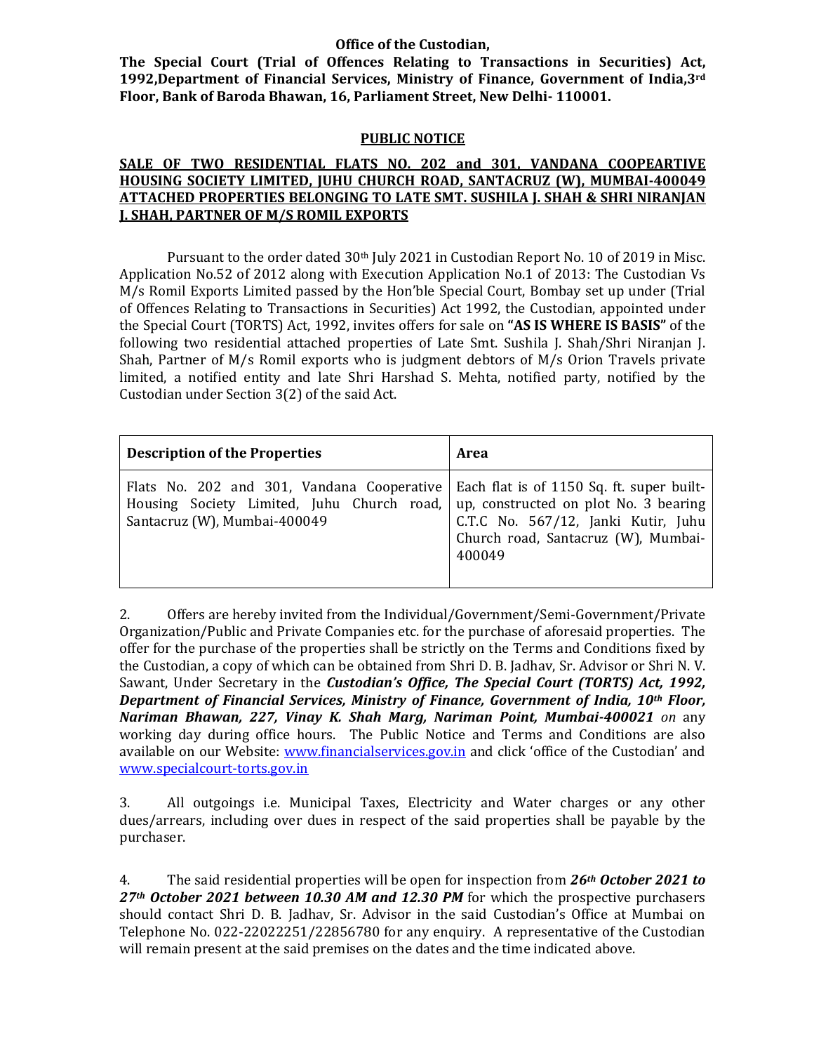**Office of the Custodian,**

**The Special Court (Trial of Offences Relating to Transactions in Securities) Act, 1992,Department of Financial Services, Ministry of Finance, Government of India,3rd Floor, Bank of Baroda Bhawan, 16, Parliament Street, New Delhi- 110001.**

## PUBLIC NOTICE

**SALE OF TWO RESIDENTIAL FLATS NO. 202 and 301, VANDANA COOPEARTIVE HOUSING SOCIETY LIMITED, JUHU CHURCH ROAD, SANTACRUZ (W), MUMBAI-400049 ATTACHED PROPERTIES BELONGING TO LATE SMT. SUSHILA J. SHAH & SHRI NIRANJAN J. SHAH, PARTNER OF M/S ROMIL EXPORTS**

Pursuant to the order dated 30th July 2021 in Custodian Report No. 10 of 2019 in Misc. Application No.52 of 2012 along with Execution Application No.1 of 2013: The Custodian Vs M/s Romil Exports Limited passed by the Hon'ble Special Court, Bombay set up under (Trial of Offences Relating to Transactions in Securities) Act 1992, the Custodian, appointed under the Special Court (TORTS) Act, 1992, invites offers for sale on **"AS IS WHERE IS BASIS"** of the following two residential attached properties of Late Smt. Sushila J. Shah/Shri Niranjan J. Shah, Partner of M/s Romil exports who is judgment debtors of M/s Orion Travels private limited, a notified entity and late Shri Harshad S. Mehta, notified party, notified by the Custodian under Section 3(2) of the said Act.

| Description of the Properties | Area |
|---|---|
| Flats No. 202 and 301, Vandana Cooperative Housing Society Limited, Juhu Church road, Santacruz (W), Mumbai-400049 | Each flat is of 1150 Sq. ft. super built-up, constructed on plot No. 3 bearing C.T.C No. 567/12, Janki Kutir, Juhu Church road, Santacruz (W), Mumbai-400049 |

2. Offers are hereby invited from the Individual/Government/Semi-Government/Private Organization/Public and Private Companies etc. for the purchase of aforesaid properties. The offer for the purchase of the properties shall be strictly on the Terms and Conditions fixed by the Custodian, a copy of which can be obtained from Shri D. B. Jadhav, Sr. Advisor or Shri N. V. Sawant, Under Secretary in the ***Custodian's Office, The Special Court (TORTS) Act, 1992, Department of Financial Services, Ministry of Finance, Government of India, 10th Floor, Nariman Bhawan, 227, Vinay K. Shah Marg, Nariman Point, Mumbai-400021*** *on* any working day during office hours. The Public Notice and Terms and Conditions are also available on our Website: www.financialservices.gov.in and click 'office of the Custodian' and www.specialcourt-torts.gov.in

3. All outgoings i.e. Municipal Taxes, Electricity and Water charges or any other dues/arrears, including over dues in respect of the said properties shall be payable by the purchaser.

4. The said residential properties will be open for inspection from ***26th October 2021 to 27th October 2021 between 10.30 AM and 12.30 PM*** for which the prospective purchasers should contact Shri D. B. Jadhav, Sr. Advisor in the said Custodian's Office at Mumbai on Telephone No. 022-22022251/22856780 for any enquiry. A representative of the Custodian will remain present at the said premises on the dates and the time indicated above.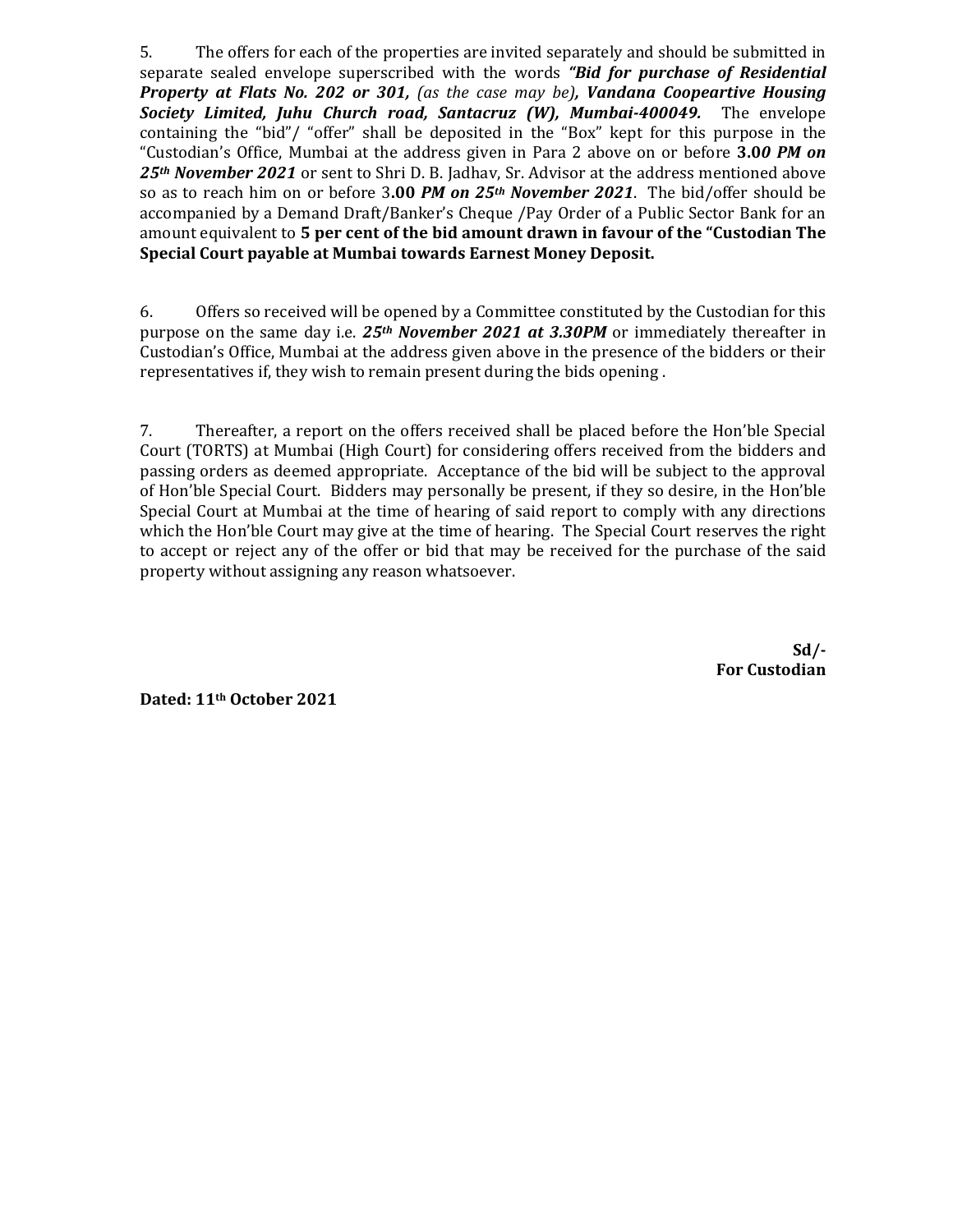5. The offers for each of the properties are invited separately and should be submitted in separate sealed envelope superscribed with the words ***"Bid for purchase of Residential Property at Flats No. 202 or 301,*** *(as the case may be)****, Vandana Coopeartive Housing Society Limited, Juhu Church road, Santacruz (W), Mumbai-400049.*** The envelope containing the "bid"/ "offer" shall be deposited in the "Box" kept for this purpose in the "Custodian's Office, Mumbai at the address given in Para 2 above on or before **3.0*0 PM on 25th November 2021*** or sent to Shri D. B. Jadhav, Sr. Advisor at the address mentioned above so as to reach him on or before 3**.00** ***PM on 25th November 2021***. The bid/offer should be accompanied by a Demand Draft/Banker's Cheque /Pay Order of a Public Sector Bank for an amount equivalent to **5 per cent of the bid amount drawn in favour of the "Custodian The Special Court payable at Mumbai towards Earnest Money Deposit.**

6. Offers so received will be opened by a Committee constituted by the Custodian for this purpose on the same day i.e. ***25th November 2021 at 3.30PM*** or immediately thereafter in Custodian's Office, Mumbai at the address given above in the presence of the bidders or their representatives if, they wish to remain present during the bids opening .

7. Thereafter, a report on the offers received shall be placed before the Hon'ble Special Court (TORTS) at Mumbai (High Court) for considering offers received from the bidders and passing orders as deemed appropriate. Acceptance of the bid will be subject to the approval of Hon'ble Special Court. Bidders may personally be present, if they so desire, in the Hon'ble Special Court at Mumbai at the time of hearing of said report to comply with any directions which the Hon'ble Court may give at the time of hearing. The Special Court reserves the right to accept or reject any of the offer or bid that may be received for the purchase of the said property without assigning any reason whatsoever.

**Sd/-**
**For Custodian**

**Dated: 11th October 2021**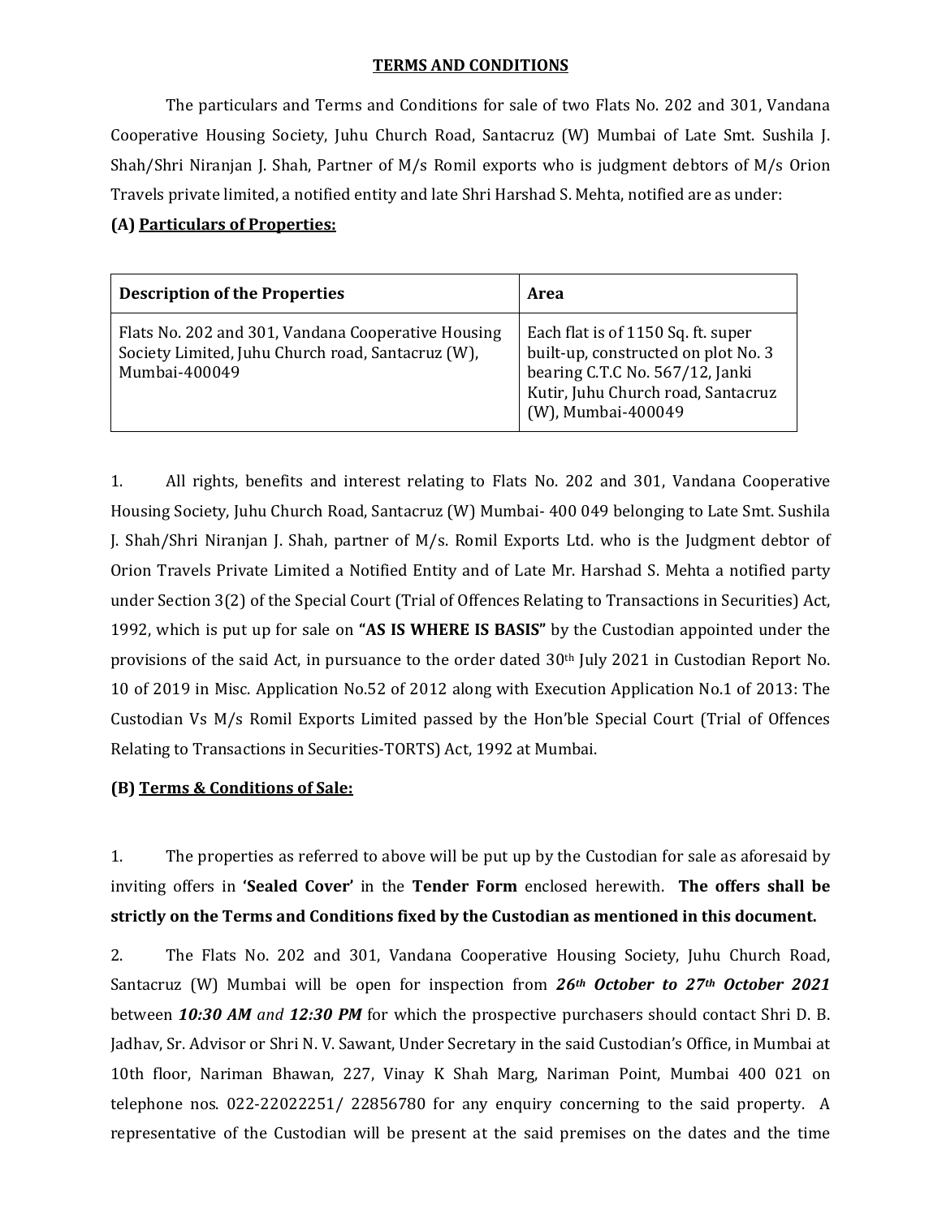**TERMS AND CONDITIONS**

The particulars and Terms and Conditions for sale of two Flats No. 202 and 301, Vandana Cooperative Housing Society, Juhu Church Road, Santacruz (W) Mumbai of Late Smt. Sushila J. Shah/Shri Niranjan J. Shah, Partner of M/s Romil exports who is judgment debtors of M/s Orion Travels private limited, a notified entity and late Shri Harshad S. Mehta, notified are as under:

**(A) Particulars of Properties:**

| Description of the Properties | Area |
|---|---|
| Flats No. 202 and 301, Vandana Cooperative Housing Society Limited, Juhu Church road, Santacruz (W), Mumbai-400049 | Each flat is of 1150 Sq. ft. super built-up, constructed on plot No. 3 bearing C.T.C No. 567/12, Janki Kutir, Juhu Church road, Santacruz (W), Mumbai-400049 |

1. All rights, benefits and interest relating to Flats No. 202 and 301, Vandana Cooperative Housing Society, Juhu Church Road, Santacruz (W) Mumbai- 400 049 belonging to Late Smt. Sushila J. Shah/Shri Niranjan J. Shah, partner of M/s. Romil Exports Ltd. who is the Judgment debtor of Orion Travels Private Limited a Notified Entity and of Late Mr. Harshad S. Mehta a notified party under Section 3(2) of the Special Court (Trial of Offences Relating to Transactions in Securities) Act, 1992, which is put up for sale on **"AS IS WHERE IS BASIS"** by the Custodian appointed under the provisions of the said Act, in pursuance to the order dated 30th July 2021 in Custodian Report No. 10 of 2019 in Misc. Application No.52 of 2012 along with Execution Application No.1 of 2013: The Custodian Vs M/s Romil Exports Limited passed by the Hon'ble Special Court (Trial of Offences Relating to Transactions in Securities-TORTS) Act, 1992 at Mumbai.

**(B) Terms & Conditions of Sale:**

1. The properties as referred to above will be put up by the Custodian for sale as aforesaid by inviting offers in **'Sealed Cover'** in the **Tender Form** enclosed herewith. **The offers shall be strictly on the Terms and Conditions fixed by the Custodian as mentioned in this document.**

2. The Flats No. 202 and 301, Vandana Cooperative Housing Society, Juhu Church Road, Santacruz (W) Mumbai will be open for inspection from ***26th October to 27th October 2021*** between ***10:30 AM** and **12:30 PM*** for which the prospective purchasers should contact Shri D. B. Jadhav, Sr. Advisor or Shri N. V. Sawant, Under Secretary in the said Custodian's Office, in Mumbai at 10th floor, Nariman Bhawan, 227, Vinay K Shah Marg, Nariman Point, Mumbai 400 021 on telephone nos. 022-22022251/ 22856780 for any enquiry concerning to the said property. A representative of the Custodian will be present at the said premises on the dates and the time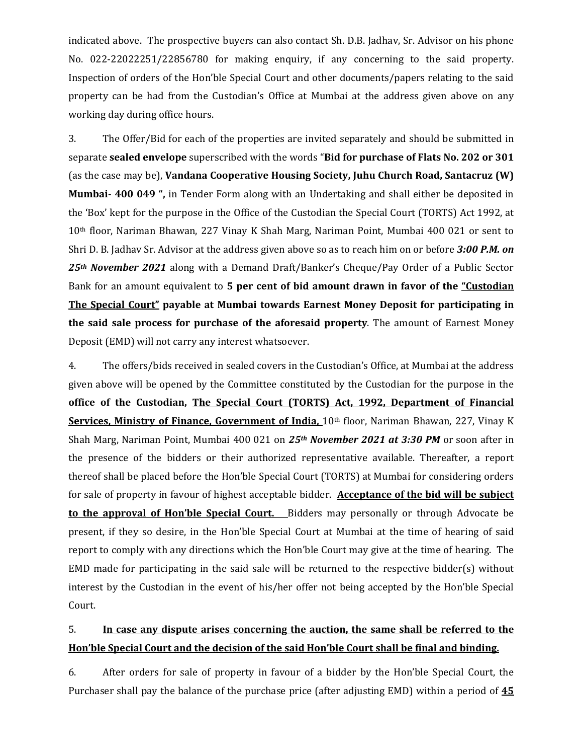indicated above. The prospective buyers can also contact Sh. D.B. Jadhav, Sr. Advisor on his phone No. 022-22022251/22856780 for making enquiry, if any concerning to the said property. Inspection of orders of the Hon'ble Special Court and other documents/papers relating to the said property can be had from the Custodian's Office at Mumbai at the address given above on any working day during office hours.

3. The Offer/Bid for each of the properties are invited separately and should be submitted in separate **sealed envelope** superscribed with the words "**Bid for purchase of Flats No. 202 or 301** (as the case may be), **Vandana Cooperative Housing Society, Juhu Church Road, Santacruz (W) Mumbai- 400 049 ",** in Tender Form along with an Undertaking and shall either be deposited in the 'Box' kept for the purpose in the Office of the Custodian the Special Court (TORTS) Act 1992, at 10th floor, Nariman Bhawan, 227 Vinay K Shah Marg, Nariman Point, Mumbai 400 021 or sent to Shri D. B. Jadhav Sr. Advisor at the address given above so as to reach him on or before ***3:00 P.M. on 25th November 2021*** along with a Demand Draft/Banker's Cheque/Pay Order of a Public Sector Bank for an amount equivalent to **5 per cent of bid amount drawn in favor of the "Custodian The Special Court" payable at Mumbai towards Earnest Money Deposit for participating in the said sale process for purchase of the aforesaid property**. The amount of Earnest Money Deposit (EMD) will not carry any interest whatsoever.

4. The offers/bids received in sealed covers in the Custodian's Office, at Mumbai at the address given above will be opened by the Committee constituted by the Custodian for the purpose in the **office of the Custodian, The Special Court (TORTS) Act, 1992, Department of Financial Services, Ministry of Finance, Government of India,** 10th floor, Nariman Bhawan, 227, Vinay K Shah Marg, Nariman Point, Mumbai 400 021 on ***25th November 2021 at 3:30 PM*** or soon after in the presence of the bidders or their authorized representative available. Thereafter, a report thereof shall be placed before the Hon'ble Special Court (TORTS) at Mumbai for considering orders for sale of property in favour of highest acceptable bidder. **Acceptance of the bid will be subject to the approval of Hon'ble Special Court.** Bidders may personally or through Advocate be present, if they so desire, in the Hon'ble Special Court at Mumbai at the time of hearing of said report to comply with any directions which the Hon'ble Court may give at the time of hearing. The EMD made for participating in the said sale will be returned to the respective bidder(s) without interest by the Custodian in the event of his/her offer not being accepted by the Hon'ble Special Court.

5. **In case any dispute arises concerning the auction, the same shall be referred to the Hon'ble Special Court and the decision of the said Hon'ble Court shall be final and binding.**

6. After orders for sale of property in favour of a bidder by the Hon'ble Special Court, the Purchaser shall pay the balance of the purchase price (after adjusting EMD) within a period of **45**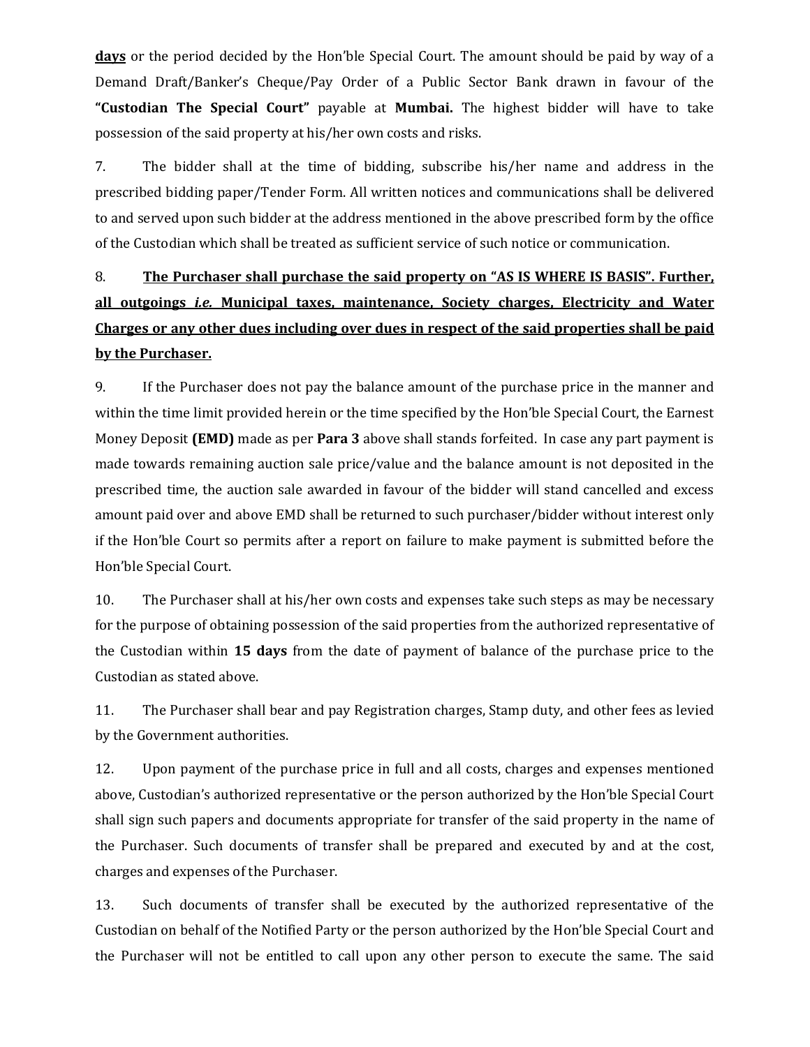**days** or the period decided by the Hon'ble Special Court. The amount should be paid by way of a Demand Draft/Banker's Cheque/Pay Order of a Public Sector Bank drawn in favour of the **"Custodian The Special Court"** payable at **Mumbai.** The highest bidder will have to take possession of the said property at his/her own costs and risks.

7. The bidder shall at the time of bidding, subscribe his/her name and address in the prescribed bidding paper/Tender Form. All written notices and communications shall be delivered to and served upon such bidder at the address mentioned in the above prescribed form by the office of the Custodian which shall be treated as sufficient service of such notice or communication.

8. **The Purchaser shall purchase the said property on "AS IS WHERE IS BASIS". Further, all outgoings *i.e.* Municipal taxes, maintenance, Society charges, Electricity and Water Charges or any other dues including over dues in respect of the said properties shall be paid by the Purchaser.**

9. If the Purchaser does not pay the balance amount of the purchase price in the manner and within the time limit provided herein or the time specified by the Hon'ble Special Court, the Earnest Money Deposit **(EMD)** made as per **Para 3** above shall stands forfeited. In case any part payment is made towards remaining auction sale price/value and the balance amount is not deposited in the prescribed time, the auction sale awarded in favour of the bidder will stand cancelled and excess amount paid over and above EMD shall be returned to such purchaser/bidder without interest only if the Hon'ble Court so permits after a report on failure to make payment is submitted before the Hon'ble Special Court.

10. The Purchaser shall at his/her own costs and expenses take such steps as may be necessary for the purpose of obtaining possession of the said properties from the authorized representative of the Custodian within **15 days** from the date of payment of balance of the purchase price to the Custodian as stated above.

11. The Purchaser shall bear and pay Registration charges, Stamp duty, and other fees as levied by the Government authorities.

12. Upon payment of the purchase price in full and all costs, charges and expenses mentioned above, Custodian's authorized representative or the person authorized by the Hon'ble Special Court shall sign such papers and documents appropriate for transfer of the said property in the name of the Purchaser. Such documents of transfer shall be prepared and executed by and at the cost, charges and expenses of the Purchaser.

13. Such documents of transfer shall be executed by the authorized representative of the Custodian on behalf of the Notified Party or the person authorized by the Hon'ble Special Court and the Purchaser will not be entitled to call upon any other person to execute the same. The said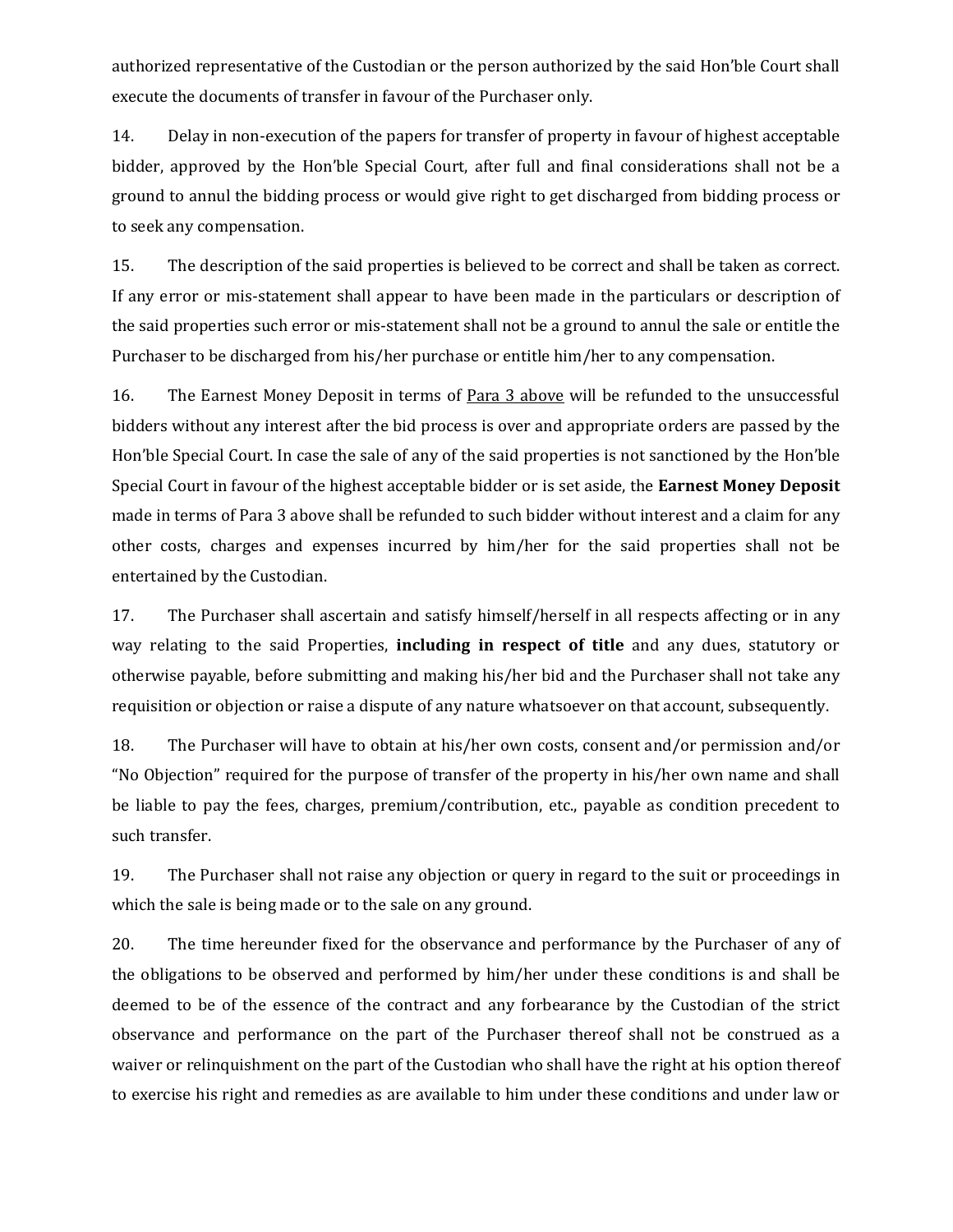authorized representative of the Custodian or the person authorized by the said Hon'ble Court shall execute the documents of transfer in favour of the Purchaser only.

14. Delay in non-execution of the papers for transfer of property in favour of highest acceptable bidder, approved by the Hon'ble Special Court, after full and final considerations shall not be a ground to annul the bidding process or would give right to get discharged from bidding process or to seek any compensation.

15. The description of the said properties is believed to be correct and shall be taken as correct. If any error or mis-statement shall appear to have been made in the particulars or description of the said properties such error or mis-statement shall not be a ground to annul the sale or entitle the Purchaser to be discharged from his/her purchase or entitle him/her to any compensation.

16. The Earnest Money Deposit in terms of Para 3 above will be refunded to the unsuccessful bidders without any interest after the bid process is over and appropriate orders are passed by the Hon'ble Special Court. In case the sale of any of the said properties is not sanctioned by the Hon'ble Special Court in favour of the highest acceptable bidder or is set aside, the **Earnest Money Deposit** made in terms of Para 3 above shall be refunded to such bidder without interest and a claim for any other costs, charges and expenses incurred by him/her for the said properties shall not be entertained by the Custodian.

17. The Purchaser shall ascertain and satisfy himself/herself in all respects affecting or in any way relating to the said Properties, **including in respect of title** and any dues, statutory or otherwise payable, before submitting and making his/her bid and the Purchaser shall not take any requisition or objection or raise a dispute of any nature whatsoever on that account, subsequently.

18. The Purchaser will have to obtain at his/her own costs, consent and/or permission and/or "No Objection" required for the purpose of transfer of the property in his/her own name and shall be liable to pay the fees, charges, premium/contribution, etc., payable as condition precedent to such transfer.

19. The Purchaser shall not raise any objection or query in regard to the suit or proceedings in which the sale is being made or to the sale on any ground.

20. The time hereunder fixed for the observance and performance by the Purchaser of any of the obligations to be observed and performed by him/her under these conditions is and shall be deemed to be of the essence of the contract and any forbearance by the Custodian of the strict observance and performance on the part of the Purchaser thereof shall not be construed as a waiver or relinquishment on the part of the Custodian who shall have the right at his option thereof to exercise his right and remedies as are available to him under these conditions and under law or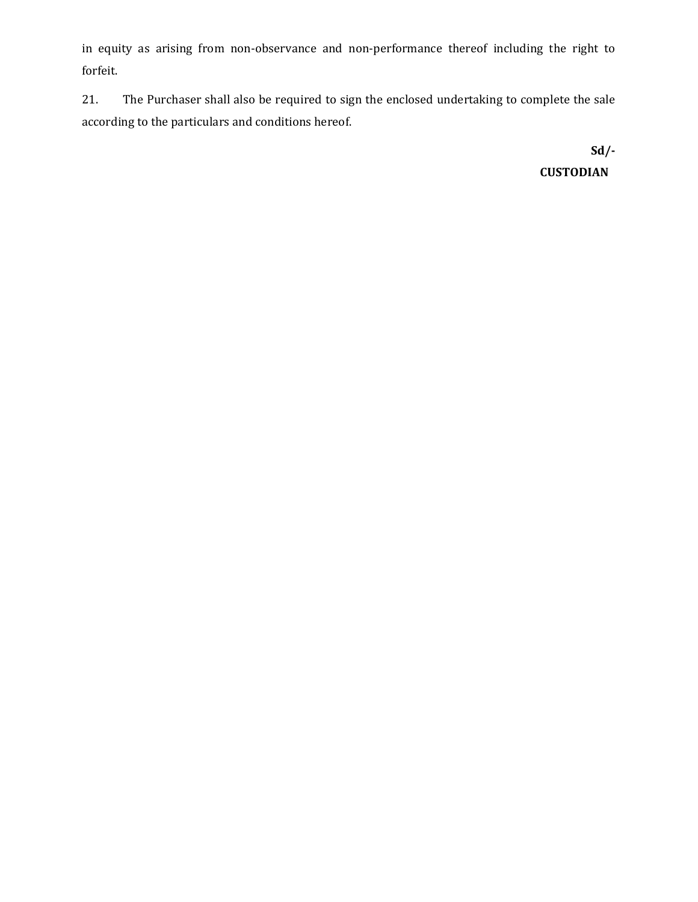in equity as arising from non-observance and non-performance thereof including the right to forfeit.

21. The Purchaser shall also be required to sign the enclosed undertaking to complete the sale according to the particulars and conditions hereof.

**Sd/-**

**CUSTODIAN**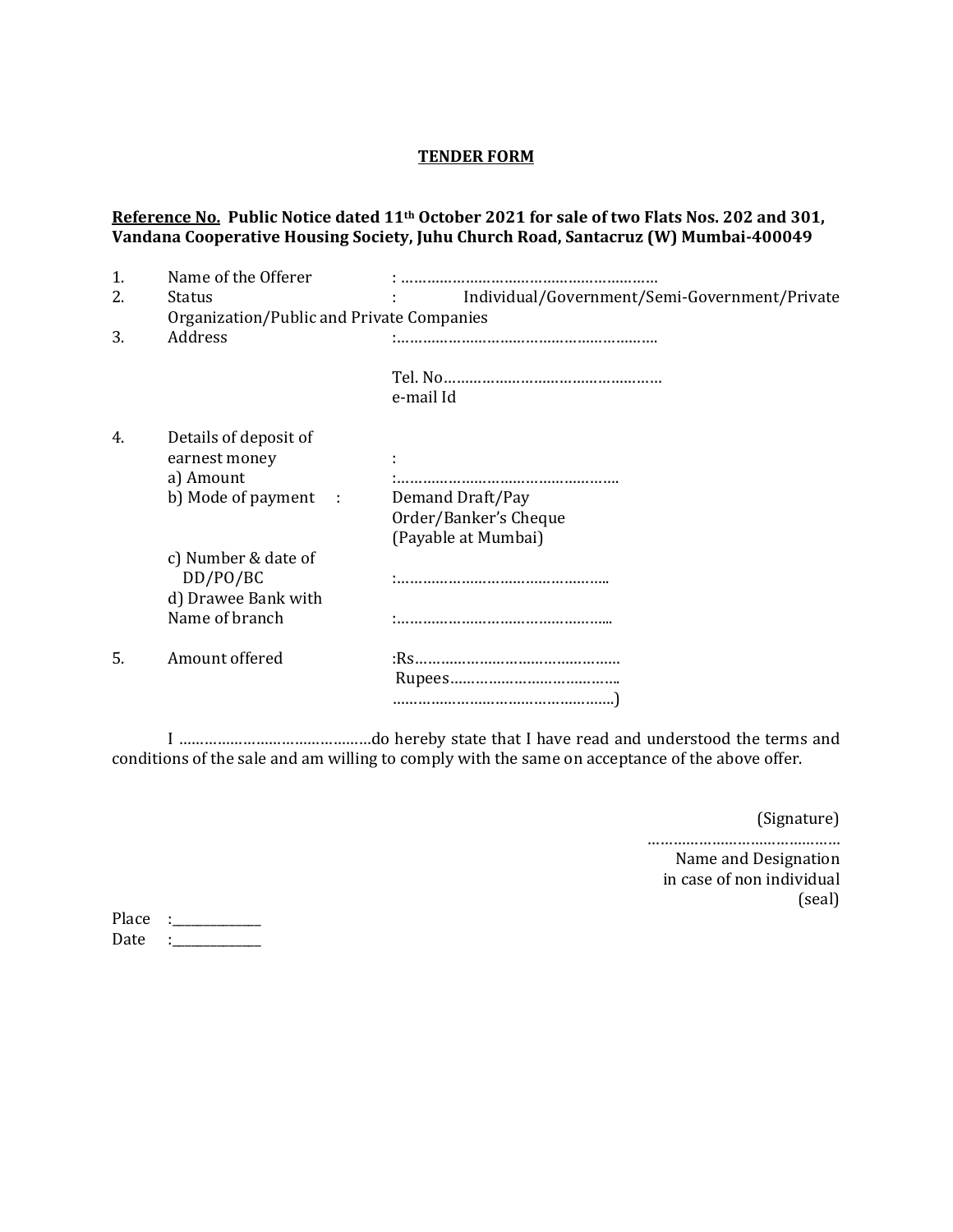## TENDER FORM

**Reference No. Public Notice dated 11th October 2021 for sale of two Flats Nos. 202 and 301, Vandana Cooperative Housing Society, Juhu Church Road, Santacruz (W) Mumbai-400049**

1. Name of the Offerer : …………………………………………………
2. Status : Individual/Government/Semi-Government/Private Organization/Public and Private Companies
3. Address :…………………………………………………..

   Tel. No……………………………………………
   e-mail Id

4. Details of deposit of earnest money :
   a) Amount :……………………………………………
   b) Mode of payment : Demand Draft/Pay Order/Banker's Cheque (Payable at Mumbai)
   c) Number & date of DD/PO/BC :…………………………………………..
   d) Drawee Bank with Name of branch :…………………………………………...

5. Amount offered :Rs…………………………………………
   Rupees…………………………………..
   ……………………………………………)

I ………………………………………do hereby state that I have read and understood the terms and conditions of the sale and am willing to comply with the same on acceptance of the above offer.

(Signature)
………………………………………
Name and Designation
in case of non individual
(seal)

Place :_____________
Date :_____________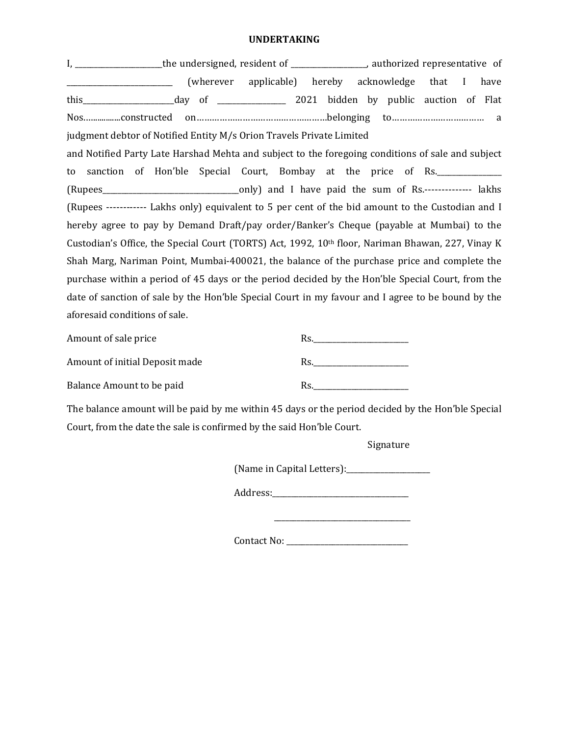**UNDERTAKING**

I, ______________________the undersigned, resident of ___________________, authorized representative of ___________________________ (wherever applicable) hereby acknowledge that I have this_______________________day of _________________ 2021 bidden by public auction of Flat Nos……………..constructed on……………………………………………belonging to……………………………… a judgment debtor of Notified Entity M/s Orion Travels Private Limited and Notified Party Late Harshad Mehta and subject to the foregoing conditions of sale and subject to sanction of Hon'ble Special Court, Bombay at the price of Rs.________________ (Rupees_____________________________________only) and I have paid the sum of Rs.-------------- lakhs (Rupees ------------ Lakhs only) equivalent to 5 per cent of the bid amount to the Custodian and I hereby agree to pay by Demand Draft/pay order/Banker's Cheque (payable at Mumbai) to the Custodian's Office, the Special Court (TORTS) Act, 1992, 10th floor, Nariman Bhawan, 227, Vinay K Shah Marg, Nariman Point, Mumbai-400021, the balance of the purchase price and complete the purchase within a period of 45 days or the period decided by the Hon'ble Special Court, from the date of sanction of sale by the Hon'ble Special Court in my favour and I agree to be bound by the aforesaid conditions of sale.

Amount of sale price Rs._________________________

Amount of initial Deposit made Rs._________________________

Balance Amount to be paid Rs._________________________

The balance amount will be paid by me within 45 days or the period decided by the Hon'ble Special Court, from the date the sale is confirmed by the said Hon'ble Court.

Signature

(Name in Capital Letters):______________________

Address:___________________________________

___________________________________

Contact No: _______________________________